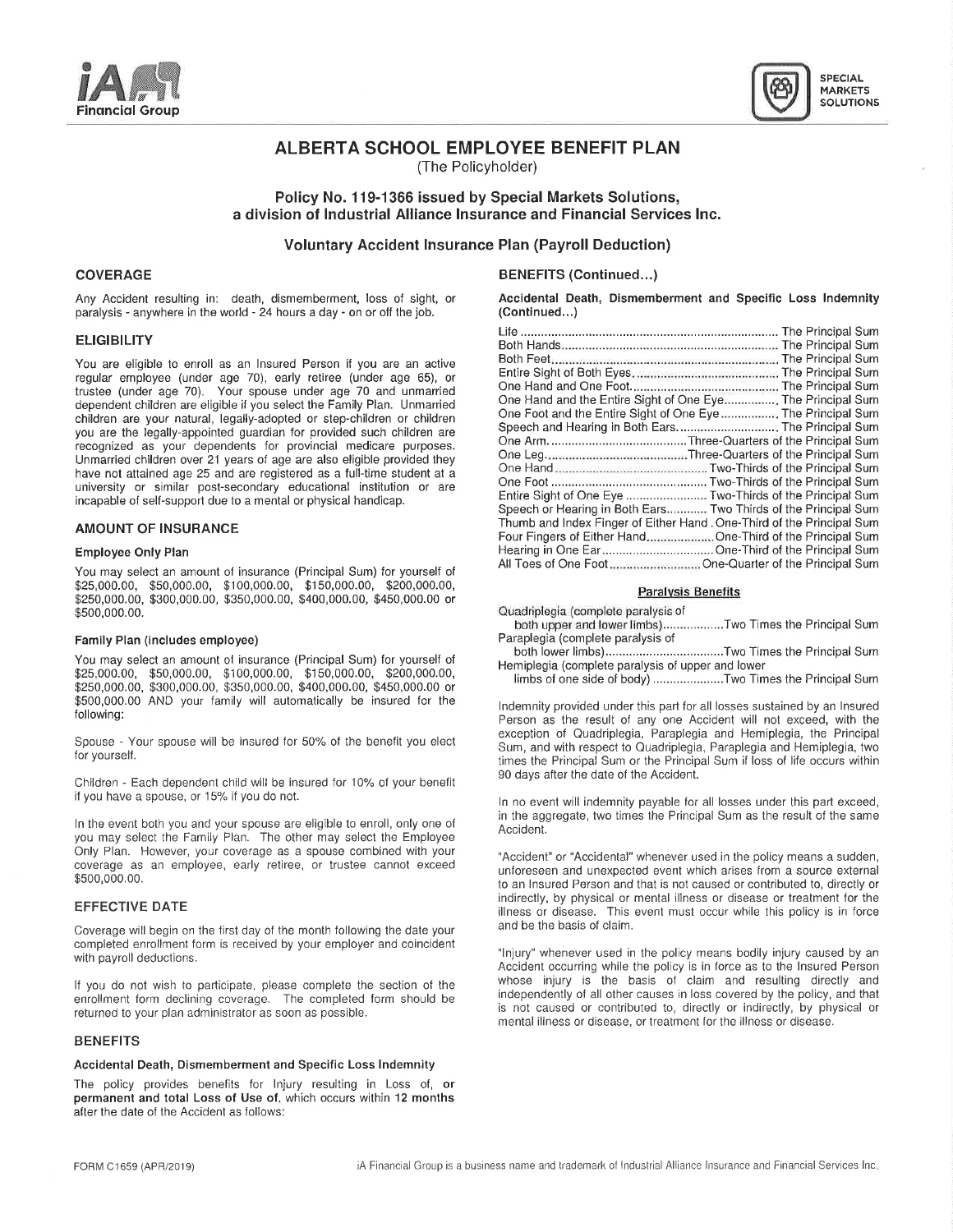# ALBERTA SCHOOL EMPLOYEE BENEFIT PLAN

(The Policyholder)

## Policy No. 119-1366 issued by Special Markets Solutions, a division of Industrial Alliance Insurance and Financial Services Inc.

## Voluntary Accident Insurance Plan (Payroll Deduction)

### COVERAGE

Any Accident resulting in: death, dismemberment, loss of sight, or paralysis - anywhere in the world - 24 hours a day - on or off the job.

### ELIGIBILITY

You are eligible to enroll as an Insured Person if you are an active regular employee (under age 70), early retiree (under age 65), or trustee (under age 70). Your spouse under age 70 and unmarried dependent children are eligible if you select the Family Plan. Unmarried children are your natural, legally-adopted or step-children or children you are the legally-appointed guardian for provided such children are recognized as your dependents for provincial medicare purposes. Unmarried children over 21 years of age are also eligible provided they have not attained age 25 and are registered as a full-time student at a university or similar post-secondary educational institution or are incapable of self-support due to a mental or physical handicap.

### AMOUNT OF INSURANCE

#### Employee Only Plan

You may select an amount of insurance (Principal Sum) for yourself of $25,000.00, $50,000.00, $100,000.00, $150,000.00, $200,000.00, $250,000.00, $300,000.00, $350,000.00, $400,000.00, $450,000.00 or $500,000.00.

#### Family Plan (includes employee)

You may select an amount of insurance (Principal Sum) for yourself of $25,000.00, $50,000.00, $100,000.00, $150,000.00, $200,000.00, $250,000.00, $300,000.00, $350,000.00, $400,000.00, $450,000.00 or $500,000.00 AND your family will automatically be insured for the following:

Spouse - Your spouse will be insured for 50% of the benefit you elect for yourself.

Children - Each dependent child will be insured for 10% of your benefit if you have a spouse, or 15% if you do not.

In the event both you and your spouse are eligible to enroll, only one of you may select the Family Plan. The other may select the Employee Only Plan. However, your coverage as a spouse combined with your coverage as an employee, early retiree, or trustee cannot exceed $500,000.00.

### EFFECTIVE DATE

Coverage will begin on the first day of the month following the date your completed enrollment form is received by your employer and coincident with payroll deductions.

If you do not wish to participate, please complete the section of the enrollment form declining coverage. The completed form should be returned to your plan administrator as soon as possible.

### BENEFITS

#### Accidental Death, Dismemberment and Specific Loss Indemnity

The policy provides benefits for Injury resulting in Loss of, **or permanent and total Loss of Use of**, which occurs within **12 months** after the date of the Accident as follows:

| Loss | Benefit |
|---|---|
| Life | The Principal Sum |
| Both Hands | The Principal Sum |
| Both Feet | The Principal Sum |
| Entire Sight of Both Eyes | The Principal Sum |
| One Hand and One Foot | The Principal Sum |
| One Hand and the Entire Sight of One Eye | The Principal Sum |
| One Foot and the Entire Sight of One Eye | The Principal Sum |
| Speech and Hearing in Both Ears | The Principal Sum |
| One Arm | Three-Quarters of the Principal Sum |
| One Leg | Three-Quarters of the Principal Sum |
| One Hand | Two-Thirds of the Principal Sum |
| One Foot | Two-Thirds of the Principal Sum |
| Entire Sight of One Eye | Two-Thirds of the Principal Sum |
| Speech or Hearing in Both Ears | Two Thirds of the Principal Sum |
| Thumb and Index Finger of Either Hand | One-Third of the Principal Sum |
| Four Fingers of Either Hand | One-Third of the Principal Sum |
| Hearing in One Ear | One-Third of the Principal Sum |
| All Toes of One Foot | One-Quarter of the Principal Sum |

#### Paralysis Benefits

| Paralysis | Benefit |
|---|---|
| Quadriplegia (complete paralysis of both upper and lower limbs) | Two Times the Principal Sum |
| Paraplegia (complete paralysis of both lower limbs) | Two Times the Principal Sum |
| Hemiplegia (complete paralysis of upper and lower limbs of one side of body) | Two Times the Principal Sum |

Indemnity provided under this part for all losses sustained by an Insured Person as the result of any one Accident will not exceed, with the exception of Quadriplegia, Paraplegia and Hemiplegia, the Principal Sum, and with respect to Quadriplegia, Paraplegia and Hemiplegia, two times the Principal Sum or the Principal Sum if loss of life occurs within 90 days after the date of the Accident.

In no event will indemnity payable for all losses under this part exceed, in the aggregate, two times the Principal Sum as the result of the same Accident.

"Accident" or "Accidental" whenever used in the policy means a sudden, unforeseen and unexpected event which arises from a source external to an Insured Person and that is not caused or contributed to, directly or indirectly, by physical or mental illness or disease or treatment for the illness or disease. This event must occur while this policy is in force and be the basis of claim.

"Injury" whenever used in the policy means bodily injury caused by an Accident occurring while the policy is in force as to the Insured Person whose injury is the basis of claim and resulting directly and independently of all other causes in loss covered by the policy, and that is not caused or contributed to, directly or indirectly, by physical or mental illness or disease, or treatment for the illness or disease.

FORM C1659 (APR/2019)

iA Financial Group is a business name and trademark of Industrial Alliance Insurance and Financial Services Inc.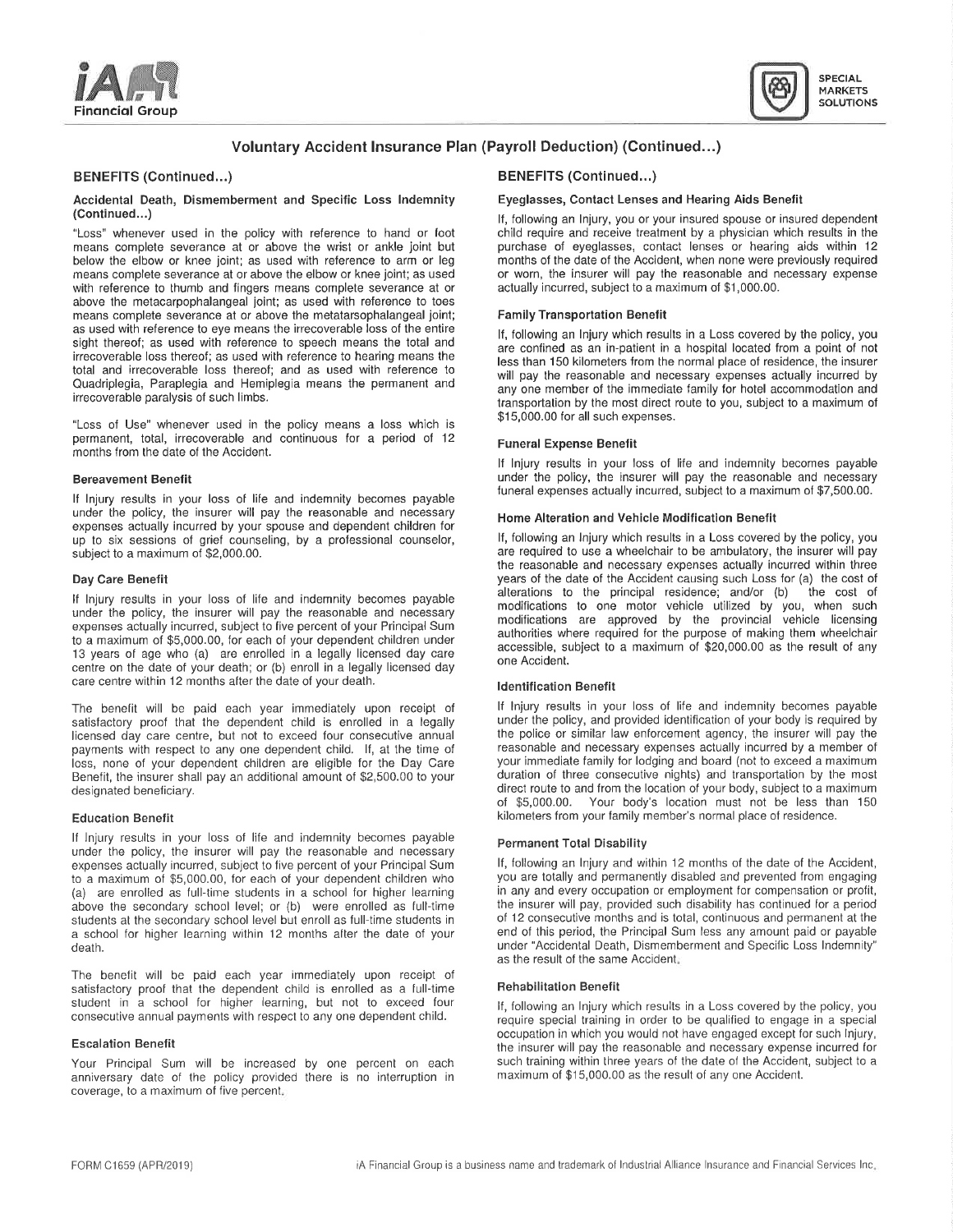## Voluntary Accident Insurance Plan (Payroll Deduction) (Continued...)

### BENEFITS (Continued...)

#### Accidental Death, Dismemberment and Specific Loss Indemnity (Continued...)

"Loss" whenever used in the policy with reference to hand or foot means complete severance at or above the wrist or ankle joint but below the elbow or knee joint; as used with reference to arm or leg means complete severance at or above the elbow or knee joint; as used with reference to thumb and fingers means complete severance at or above the metacarpophalangeal joint; as used with reference to toes means complete severance at or above the metatarsophalangeal joint; as used with reference to eye means the irrecoverable loss of the entire sight thereof; as used with reference to speech means the total and irrecoverable loss thereof; as used with reference to hearing means the total and irrecoverable loss thereof; and as used with reference to Quadriplegia, Paraplegia and Hemiplegia means the permanent and irrecoverable paralysis of such limbs.

"Loss of Use" whenever used in the policy means a loss which is permanent, total, irrecoverable and continuous for a period of 12 months from the date of the Accident.

#### Bereavement Benefit

If Injury results in your loss of life and indemnity becomes payable under the policy, the insurer will pay the reasonable and necessary expenses actually incurred by your spouse and dependent children for up to six sessions of grief counseling, by a professional counselor, subject to a maximum of $2,000.00.

#### Day Care Benefit

If Injury results in your loss of life and indemnity becomes payable under the policy, the insurer will pay the reasonable and necessary expenses actually incurred, subject to five percent of your Principal Sum to a maximum of $5,000.00, for each of your dependent children under 13 years of age who (a) are enrolled in a legally licensed day care centre on the date of your death; or (b) enroll in a legally licensed day care centre within 12 months after the date of your death.

The benefit will be paid each year immediately upon receipt of satisfactory proof that the dependent child is enrolled in a legally licensed day care centre, but not to exceed four consecutive annual payments with respect to any one dependent child. If, at the time of loss, none of your dependent children are eligible for the Day Care Benefit, the insurer shall pay an additional amount of $2,500.00 to your designated beneficiary.

#### Education Benefit

If Injury results in your loss of life and indemnity becomes payable under the policy, the insurer will pay the reasonable and necessary expenses actually incurred, subject to five percent of your Principal Sum to a maximum of $5,000.00, for each of your dependent children who (a) are enrolled as full-time students in a school for higher learning above the secondary school level; or (b) were enrolled as full-time students at the secondary school level but enroll as full-time students in a school for higher learning within 12 months after the date of your death.

The benefit will be paid each year immediately upon receipt of satisfactory proof that the dependent child is enrolled as a full-time student in a school for higher learning, but not to exceed four consecutive annual payments with respect to any one dependent child.

#### Escalation Benefit

Your Principal Sum will be increased by one percent on each anniversary date of the policy provided there is no interruption in coverage, to a maximum of five percent.

### BENEFITS (Continued...)

#### Eyeglasses, Contact Lenses and Hearing Aids Benefit

If, following an Injury, you or your insured spouse or insured dependent child require and receive treatment by a physician which results in the purchase of eyeglasses, contact lenses or hearing aids within 12 months of the date of the Accident, when none were previously required or worn, the insurer will pay the reasonable and necessary expense actually incurred, subject to a maximum of $1,000.00.

#### Family Transportation Benefit

If, following an Injury which results in a Loss covered by the policy, you are confined as an in-patient in a hospital located from a point of not less than 150 kilometers from the normal place of residence, the insurer will pay the reasonable and necessary expenses actually incurred by any one member of the immediate family for hotel accommodation and transportation by the most direct route to you, subject to a maximum of $15,000.00 for all such expenses.

#### Funeral Expense Benefit

If Injury results in your loss of life and indemnity becomes payable under the policy, the insurer will pay the reasonable and necessary funeral expenses actually incurred, subject to a maximum of $7,500.00.

#### Home Alteration and Vehicle Modification Benefit

If, following an Injury which results in a Loss covered by the policy, you are required to use a wheelchair to be ambulatory, the insurer will pay the reasonable and necessary expenses actually incurred within three years of the date of the Accident causing such Loss for (a) the cost of alterations to the principal residence; and/or (b) the cost of modifications to one motor vehicle utilized by you, when such modifications are approved by the provincial vehicle licensing authorities where required for the purpose of making them wheelchair accessible, subject to a maximum of $20,000.00 as the result of any one Accident.

#### Identification Benefit

If Injury results in your loss of life and indemnity becomes payable under the policy, and provided identification of your body is required by the police or similar law enforcement agency, the insurer will pay the reasonable and necessary expenses actually incurred by a member of your immediate family for lodging and board (not to exceed a maximum duration of three consecutive nights) and transportation by the most direct route to and from the location of your body, subject to a maximum of $5,000.00. Your body's location must not be less than 150 kilometers from your family member's normal place of residence.

#### Permanent Total Disability

If, following an Injury and within 12 months of the date of the Accident, you are totally and permanently disabled and prevented from engaging in any and every occupation or employment for compensation or profit, the insurer will pay, provided such disability has continued for a period of 12 consecutive months and is total, continuous and permanent at the end of this period, the Principal Sum less any amount paid or payable under "Accidental Death, Dismemberment and Specific Loss Indemnity" as the result of the same Accident.

#### Rehabilitation Benefit

If, following an Injury which results in a Loss covered by the policy, you require special training in order to be qualified to engage in a special occupation in which you would not have engaged except for such Injury, the insurer will pay the reasonable and necessary expense incurred for such training within three years of the date of the Accident, subject to a maximum of $15,000.00 as the result of any one Accident.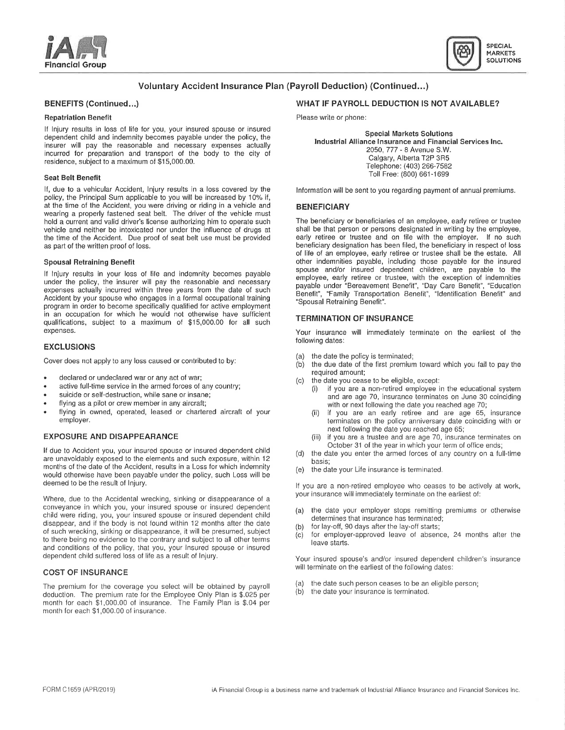## Voluntary Accident Insurance Plan (Payroll Deduction) (Continued...)

### BENEFITS (Continued...)

#### Repatriation Benefit

If Injury results in loss of life for you, your insured spouse or insured dependent child and indemnity becomes payable under the policy, the insurer will pay the reasonable and necessary expenses actually incurred for preparation and transport of the body to the city of residence, subject to a maximum of $15,000.00.

#### Seat Belt Benefit

If, due to a vehicular Accident, Injury results in a loss covered by the policy, the Principal Sum applicable to you will be increased by 10% if, at the time of the Accident, you were driving or riding in a vehicle and wearing a properly fastened seat belt. The driver of the vehicle must hold a current and valid driver's license authorizing him to operate such vehicle and neither be intoxicated nor under the influence of drugs at the time of the Accident. Due proof of seat belt use must be provided as part of the written proof of loss.

#### Spousal Retraining Benefit

If Injury results in your loss of life and indemnity becomes payable under the policy, the insurer will pay the reasonable and necessary expenses actually incurred within three years from the date of such Accident by your spouse who engages in a formal occupational training program in order to become specifically qualified for active employment in an occupation for which he would not otherwise have sufficient qualifications, subject to a maximum of $15,000.00 for all such expenses.

### EXCLUSIONS

Cover does not apply to any loss caused or contributed to by:

- declared or undeclared war or any act of war;
- active full-time service in the armed forces of any country;
- suicide or self-destruction, while sane or insane;
- flying as a pilot or crew member in any aircraft;
- flying in owned, operated, leased or chartered aircraft of your employer.

### EXPOSURE AND DISAPPEARANCE

If due to Accident you, your insured spouse or insured dependent child are unavoidably exposed to the elements and such exposure, within 12 months of the date of the Accident, results in a Loss for which indemnity would otherwise have been payable under the policy, such Loss will be deemed to be the result of Injury.

Where, due to the Accidental wrecking, sinking or disappearance of a conveyance in which you, your insured spouse or insured dependent child were riding, you, your insured spouse or insured dependent child disappear, and if the body is not found within 12 months after the date of such wrecking, sinking or disappearance, it will be presumed, subject to there being no evidence to the contrary and subject to all other terms and conditions of the policy, that you, your insured spouse or insured dependent child suffered loss of life as a result of Injury.

### COST OF INSURANCE

The premium for the coverage you select will be obtained by payroll deduction. The premium rate for the Employee Only Plan is $.025 per month for each $1,000.00 of insurance. The Family Plan is $.04 per month for each $1,000.00 of insurance.

### WHAT IF PAYROLL DEDUCTION IS NOT AVAILABLE?

Please write or phone:

**Special Markets Solutions**
**Industrial Alliance Insurance and Financial Services Inc.**
2050, 777 - 8 Avenue S.W.
Calgary, Alberta T2P 3R5
Telephone: (403) 266-7582
Toll Free: (800) 661-1699

Information will be sent to you regarding payment of annual premiums.

### BENEFICIARY

The beneficiary or beneficiaries of an employee, early retiree or trustee shall be that person or persons designated in writing by the employee, early retiree or trustee and on file with the employer. If no such beneficiary designation has been filed, the beneficiary in respect of loss of life of an employee, early retiree or trustee shall be the estate. All other indemnities payable, including those payable for the insured spouse and/or insured dependent children, are payable to the employee, early retiree or trustee, with the exception of indemnities payable under "Bereavement Benefit", "Day Care Benefit", "Education Benefit", "Family Transportation Benefit", "Identification Benefit" and "Spousal Retraining Benefit".

### TERMINATION OF INSURANCE

Your insurance will immediately terminate on the earliest of the following dates:

(a) the date the policy is terminated;
(b) the due date of the first premium toward which you fail to pay the required amount;
(c) the date you cease to be eligible, except:
  (i) if you are a non-retired employee in the educational system and are age 70, insurance terminates on June 30 coinciding with or next following the date you reached age 70;
  (ii) if you are an early retiree and are age 65, insurance terminates on the policy anniversary date coinciding with or next following the date you reached age 65;
  (iii) if you are a trustee and are age 70, insurance terminates on October 31 of the year in which your term of office ends;
(d) the date you enter the armed forces of any country on a full-time basis;
(e) the date your Life insurance is terminated.

If you are a non-retired employee who ceases to be actively at work, your insurance will immediately terminate on the earliest of:

(a) the date your employer stops remitting premiums or otherwise determines that insurance has terminated;
(b) for lay-off, 90 days after the lay-off starts;
(c) for employer-approved leave of absence, 24 months after the leave starts.

Your insured spouse's and/or insured dependent children's insurance will terminate on the earliest of the following dates:

(a) the date such person ceases to be an eligible person;
(b) the date your insurance is terminated.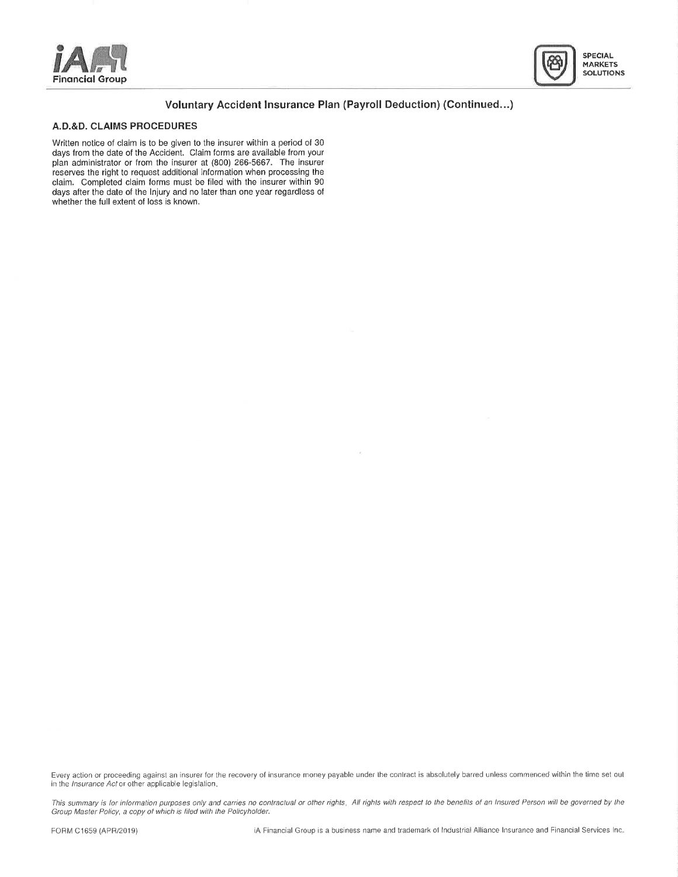## Voluntary Accident Insurance Plan (Payroll Deduction) (Continued...)

### A.D.&D. CLAIMS PROCEDURES

Written notice of claim is to be given to the insurer within a period of 30 days from the date of the Accident. Claim forms are available from your plan administrator or from the insurer at (800) 266-5667. The insurer reserves the right to request additional information when processing the claim. Completed claim forms must be filed with the insurer within 90 days after the date of the Injury and no later than one year regardless of whether the full extent of loss is known.

Every action or proceeding against an insurer for the recovery of insurance money payable under the contract is absolutely barred unless commenced within the time set out in the *Insurance Act* or other applicable legislation.

*This summary is for information purposes only and carries no contractual or other rights. All rights with respect to the benefits of an Insured Person will be governed by the Group Master Policy, a copy of which is filed with the Policyholder.*

FORM C1659 (APR/2019)

iA Financial Group is a business name and trademark of Industrial Alliance Insurance and Financial Services Inc.